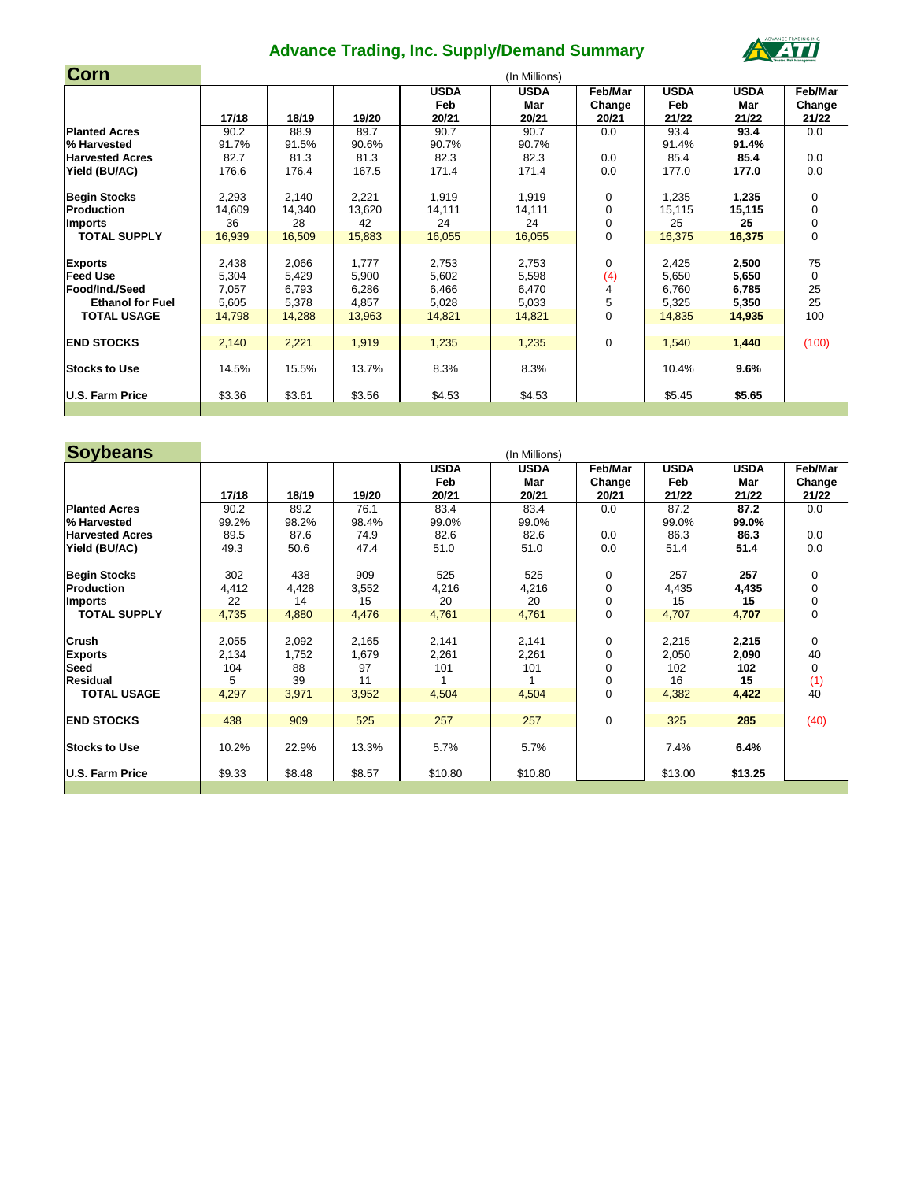# Advance Trading, Inc. Supply/Demand Summary

## Corn

(In Millions)

| | 17/18 | 18/19 | 19/20 | USDA Feb 20/21 | USDA Mar 20/21 | Feb/Mar Change 20/21 | USDA Feb 21/22 | USDA Mar 21/22 | Feb/Mar Change 21/22 |
|---|---|---|---|---|---|---|---|---|---|
| **Planted Acres** | 90.2 | 88.9 | 89.7 | 90.7 | 90.7 | 0.0 | 93.4 | **93.4** | 0.0 |
| **% Harvested** | 91.7% | 91.5% | 90.6% | 90.7% | 90.7% | | 91.4% | **91.4%** | |
| **Harvested Acres** | 82.7 | 81.3 | 81.3 | 82.3 | 82.3 | 0.0 | 85.4 | **85.4** | 0.0 |
| **Yield (BU/AC)** | 176.6 | 176.4 | 167.5 | 171.4 | 171.4 | 0.0 | 177.0 | **177.0** | 0.0 |
| **Begin Stocks** | 2,293 | 2,140 | 2,221 | 1,919 | 1,919 | 0 | 1,235 | **1,235** | 0 |
| **Production** | 14,609 | 14,340 | 13,620 | 14,111 | 14,111 | 0 | 15,115 | **15,115** | 0 |
| **Imports** | 36 | 28 | 42 | 24 | 24 | 0 | 25 | **25** | 0 |
| **TOTAL SUPPLY** | 16,939 | 16,509 | 15,883 | 16,055 | 16,055 | 0 | 16,375 | **16,375** | 0 |
| **Exports** | 2,438 | 2,066 | 1,777 | 2,753 | 2,753 | 0 | 2,425 | **2,500** | 75 |
| **Feed Use** | 5,304 | 5,429 | 5,900 | 5,602 | 5,598 | (4) | 5,650 | **5,650** | 0 |
| **Food/Ind./Seed** | 7,057 | 6,793 | 6,286 | 6,466 | 6,470 | 4 | 6,760 | **6,785** | 25 |
| **Ethanol for Fuel** | 5,605 | 5,378 | 4,857 | 5,028 | 5,033 | 5 | 5,325 | **5,350** | 25 |
| **TOTAL USAGE** | 14,798 | 14,288 | 13,963 | 14,821 | 14,821 | 0 | 14,835 | **14,935** | 100 |
| **END STOCKS** | 2,140 | 2,221 | 1,919 | 1,235 | 1,235 | 0 | 1,540 | **1,440** | (100) |
| **Stocks to Use** | 14.5% | 15.5% | 13.7% | 8.3% | 8.3% | | 10.4% | **9.6%** | |
| **U.S. Farm Price** | $3.36 | $3.61 | $3.56 | $4.53 | $4.53 | | $5.45 | **$5.65** | |

## Soybeans

(In Millions)

| | 17/18 | 18/19 | 19/20 | USDA Feb 20/21 | USDA Mar 20/21 | Feb/Mar Change 20/21 | USDA Feb 21/22 | USDA Mar 21/22 | Feb/Mar Change 21/22 |
|---|---|---|---|---|---|---|---|---|---|
| **Planted Acres** | 90.2 | 89.2 | 76.1 | 83.4 | 83.4 | 0.0 | 87.2 | **87.2** | 0.0 |
| **% Harvested** | 99.2% | 98.2% | 98.4% | 99.0% | 99.0% | | 99.0% | **99.0%** | |
| **Harvested Acres** | 89.5 | 87.6 | 74.9 | 82.6 | 82.6 | 0.0 | 86.3 | **86.3** | 0.0 |
| **Yield (BU/AC)** | 49.3 | 50.6 | 47.4 | 51.0 | 51.0 | 0.0 | 51.4 | **51.4** | 0.0 |
| **Begin Stocks** | 302 | 438 | 909 | 525 | 525 | 0 | 257 | **257** | 0 |
| **Production** | 4,412 | 4,428 | 3,552 | 4,216 | 4,216 | 0 | 4,435 | **4,435** | 0 |
| **Imports** | 22 | 14 | 15 | 20 | 20 | 0 | 15 | **15** | 0 |
| **TOTAL SUPPLY** | 4,735 | 4,880 | 4,476 | 4,761 | 4,761 | 0 | 4,707 | **4,707** | 0 |
| **Crush** | 2,055 | 2,092 | 2,165 | 2,141 | 2,141 | 0 | 2,215 | **2,215** | 0 |
| **Exports** | 2,134 | 1,752 | 1,679 | 2,261 | 2,261 | 0 | 2,050 | **2,090** | 40 |
| **Seed** | 104 | 88 | 97 | 101 | 101 | 0 | 102 | **102** | 0 |
| **Residual** | 5 | 39 | 11 | 1 | 1 | 0 | 16 | **15** | (1) |
| **TOTAL USAGE** | 4,297 | 3,971 | 3,952 | 4,504 | 4,504 | 0 | 4,382 | **4,422** | 40 |
| **END STOCKS** | 438 | 909 | 525 | 257 | 257 | 0 | 325 | **285** | (40) |
| **Stocks to Use** | 10.2% | 22.9% | 13.3% | 5.7% | 5.7% | | 7.4% | **6.4%** | |
| **U.S. Farm Price** | $9.33 | $8.48 | $8.57 | $10.80 | $10.80 | | $13.00 | **$13.25** | |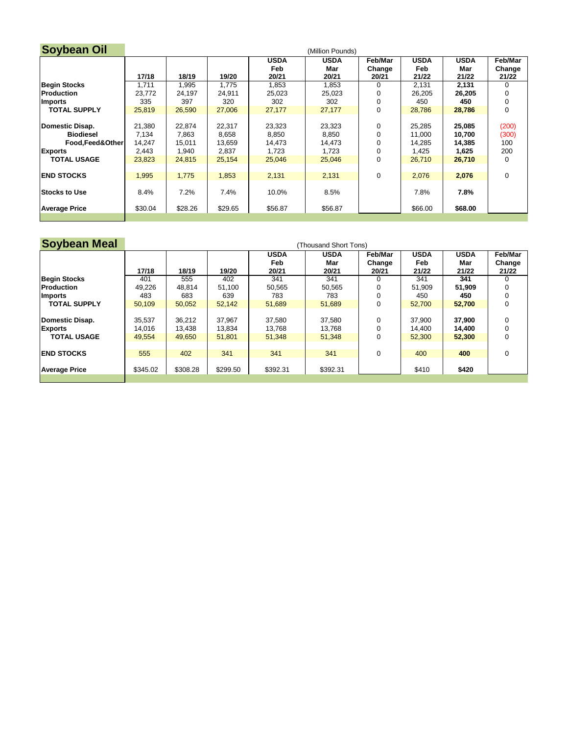## Soybean Oil

(Million Pounds)

| | 17/18 | 18/19 | 19/20 | USDA Feb 20/21 | USDA Mar 20/21 | Feb/Mar Change 20/21 | USDA Feb 21/22 | USDA Mar 21/22 | Feb/Mar Change 21/22 |
|---|---|---|---|---|---|---|---|---|---|
| **Begin Stocks** | 1,711 | 1,995 | 1,775 | 1,853 | 1,853 | 0 | 2,131 | **2,131** | 0 |
| **Production** | 23,772 | 24,197 | 24,911 | 25,023 | 25,023 | 0 | 26,205 | **26,205** | 0 |
| **Imports** | 335 | 397 | 320 | 302 | 302 | 0 | 450 | **450** | 0 |
| **TOTAL SUPPLY** | 25,819 | 26,590 | 27,006 | 27,177 | 27,177 | 0 | 28,786 | **28,786** | 0 |
| | | | | | | | | | |
| **Domestic Disap.** | 21,380 | 22,874 | 22,317 | 23,323 | 23,323 | 0 | 25,285 | **25,085** | (200) |
| **Biodiesel** | 7,134 | 7,863 | 8,658 | 8,850 | 8,850 | 0 | 11,000 | **10,700** | (300) |
| **Food,Feed&Other** | 14,247 | 15,011 | 13,659 | 14,473 | 14,473 | 0 | 14,285 | **14,385** | 100 |
| **Exports** | 2,443 | 1,940 | 2,837 | 1,723 | 1,723 | 0 | 1,425 | **1,625** | 200 |
| **TOTAL USAGE** | 23,823 | 24,815 | 25,154 | 25,046 | 25,046 | 0 | 26,710 | **26,710** | 0 |
| | | | | | | | | | |
| **END STOCKS** | 1,995 | 1,775 | 1,853 | 2,131 | 2,131 | 0 | 2,076 | **2,076** | 0 |
| | | | | | | | | | |
| **Stocks to Use** | 8.4% | 7.2% | 7.4% | 10.0% | 8.5% | | 7.8% | **7.8%** | |
| | | | | | | | | | |
| **Average Price** | $30.04 | $28.26 | $29.65 | $56.87 | $56.87 | | $66.00 | **$68.00** | |

## Soybean Meal

(Thousand Short Tons)

| | 17/18 | 18/19 | 19/20 | USDA Feb 20/21 | USDA Mar 20/21 | Feb/Mar Change 20/21 | USDA Feb 21/22 | USDA Mar 21/22 | Feb/Mar Change 21/22 |
|---|---|---|---|---|---|---|---|---|---|
| **Begin Stocks** | 401 | 555 | 402 | 341 | 341 | 0 | 341 | **341** | 0 |
| **Production** | 49,226 | 48,814 | 51,100 | 50,565 | 50,565 | 0 | 51,909 | **51,909** | 0 |
| **Imports** | 483 | 683 | 639 | 783 | 783 | 0 | 450 | **450** | 0 |
| **TOTAL SUPPLY** | 50,109 | 50,052 | 52,142 | 51,689 | 51,689 | 0 | 52,700 | **52,700** | 0 |
| | | | | | | | | | |
| **Domestic Disap.** | 35,537 | 36,212 | 37,967 | 37,580 | 37,580 | 0 | 37,900 | **37,900** | 0 |
| **Exports** | 14,016 | 13,438 | 13,834 | 13,768 | 13,768 | 0 | 14,400 | **14,400** | 0 |
| **TOTAL USAGE** | 49,554 | 49,650 | 51,801 | 51,348 | 51,348 | 0 | 52,300 | **52,300** | 0 |
| | | | | | | | | | |
| **END STOCKS** | 555 | 402 | 341 | 341 | 341 | 0 | 400 | **400** | 0 |
| | | | | | | | | | |
| **Average Price** | $345.02 | $308.28 | $299.50 | $392.31 | $392.31 | | $410 | **$420** | |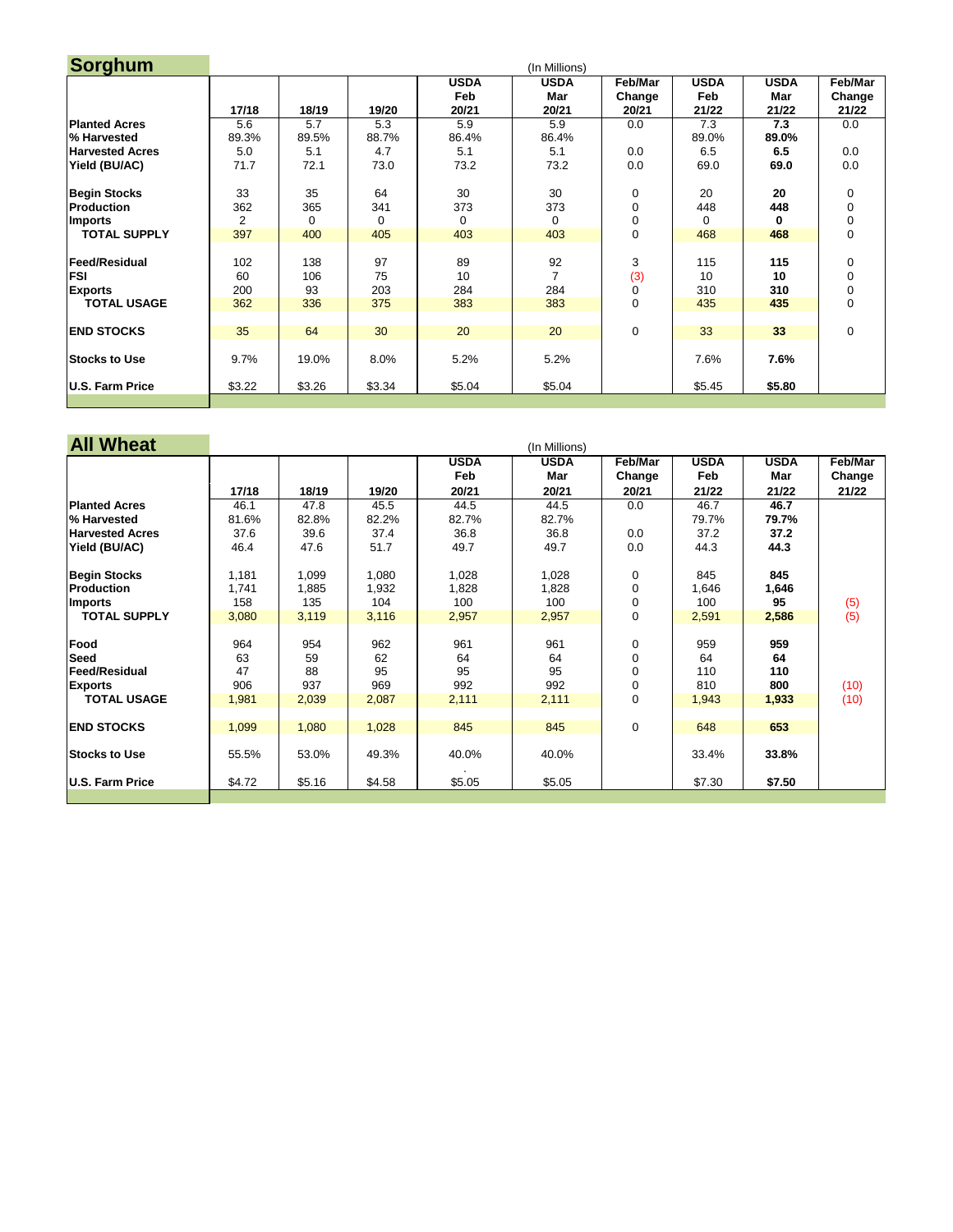## Sorghum

(In Millions)

| | 17/18 | 18/19 | 19/20 | USDA Feb 20/21 | USDA Mar 20/21 | Feb/Mar Change 20/21 | USDA Feb 21/22 | USDA Mar 21/22 | Feb/Mar Change 21/22 |
|---|---|---|---|---|---|---|---|---|---|
| **Planted Acres** | 5.6 | 5.7 | 5.3 | 5.9 | 5.9 | 0.0 | 7.3 | **7.3** | 0.0 |
| **% Harvested** | 89.3% | 89.5% | 88.7% | 86.4% | 86.4% | | 89.0% | **89.0%** | |
| **Harvested Acres** | 5.0 | 5.1 | 4.7 | 5.1 | 5.1 | 0.0 | 6.5 | **6.5** | 0.0 |
| **Yield (BU/AC)** | 71.7 | 72.1 | 73.0 | 73.2 | 73.2 | 0.0 | 69.0 | **69.0** | 0.0 |
| | | | | | | | | | |
| **Begin Stocks** | 33 | 35 | 64 | 30 | 30 | 0 | 20 | **20** | 0 |
| **Production** | 362 | 365 | 341 | 373 | 373 | 0 | 448 | **448** | 0 |
| **Imports** | 2 | 0 | 0 | 0 | 0 | 0 | 0 | **0** | 0 |
| **TOTAL SUPPLY** | 397 | 400 | 405 | 403 | 403 | 0 | 468 | **468** | 0 |
| | | | | | | | | | |
| **Feed/Residual** | 102 | 138 | 97 | 89 | 92 | 3 | 115 | **115** | 0 |
| **FSI** | 60 | 106 | 75 | 10 | 7 | (3) | 10 | **10** | 0 |
| **Exports** | 200 | 93 | 203 | 284 | 284 | 0 | 310 | **310** | 0 |
| **TOTAL USAGE** | 362 | 336 | 375 | 383 | 383 | 0 | 435 | **435** | 0 |
| | | | | | | | | | |
| **END STOCKS** | 35 | 64 | 30 | 20 | 20 | 0 | 33 | **33** | 0 |
| | | | | | | | | | |
| **Stocks to Use** | 9.7% | 19.0% | 8.0% | 5.2% | 5.2% | | 7.6% | **7.6%** | |
| | | | | | | | | | |
| **U.S. Farm Price** | $3.22 | $3.26 | $3.34 | $5.04 | $5.04 | | $5.45 | **$5.80** | |

## All Wheat

(In Millions)

| | 17/18 | 18/19 | 19/20 | USDA Feb 20/21 | USDA Mar 20/21 | Feb/Mar Change 20/21 | USDA Feb 21/22 | USDA Mar 21/22 | Feb/Mar Change 21/22 |
|---|---|---|---|---|---|---|---|---|---|
| **Planted Acres** | 46.1 | 47.8 | 45.5 | 44.5 | 44.5 | 0.0 | 46.7 | **46.7** | |
| **% Harvested** | 81.6% | 82.8% | 82.2% | 82.7% | 82.7% | | 79.7% | **79.7%** | |
| **Harvested Acres** | 37.6 | 39.6 | 37.4 | 36.8 | 36.8 | 0.0 | 37.2 | **37.2** | |
| **Yield (BU/AC)** | 46.4 | 47.6 | 51.7 | 49.7 | 49.7 | 0.0 | 44.3 | **44.3** | |
| | | | | | | | | | |
| **Begin Stocks** | 1,181 | 1,099 | 1,080 | 1,028 | 1,028 | 0 | 845 | **845** | |
| **Production** | 1,741 | 1,885 | 1,932 | 1,828 | 1,828 | 0 | 1,646 | **1,646** | |
| **Imports** | 158 | 135 | 104 | 100 | 100 | 0 | 100 | **95** | (5) |
| **TOTAL SUPPLY** | 3,080 | 3,119 | 3,116 | 2,957 | 2,957 | 0 | 2,591 | **2,586** | (5) |
| | | | | | | | | | |
| **Food** | 964 | 954 | 962 | 961 | 961 | 0 | 959 | **959** | |
| **Seed** | 63 | 59 | 62 | 64 | 64 | 0 | 64 | **64** | |
| **Feed/Residual** | 47 | 88 | 95 | 95 | 95 | 0 | 110 | **110** | |
| **Exports** | 906 | 937 | 969 | 992 | 992 | 0 | 810 | **800** | (10) |
| **TOTAL USAGE** | 1,981 | 2,039 | 2,087 | 2,111 | 2,111 | 0 | 1,943 | **1,933** | (10) |
| | | | | | | | | | |
| **END STOCKS** | 1,099 | 1,080 | 1,028 | 845 | 845 | 0 | 648 | **653** | |
| | | | | | | | | | |
| **Stocks to Use** | 55.5% | 53.0% | 49.3% | 40.0% | 40.0% | | 33.4% | **33.8%** | |
| | | | | | | | | | |
| **U.S. Farm Price** | $4.72 | $5.16 | $4.58 | $5.05 | $5.05 | | $7.30 | **$7.50** | |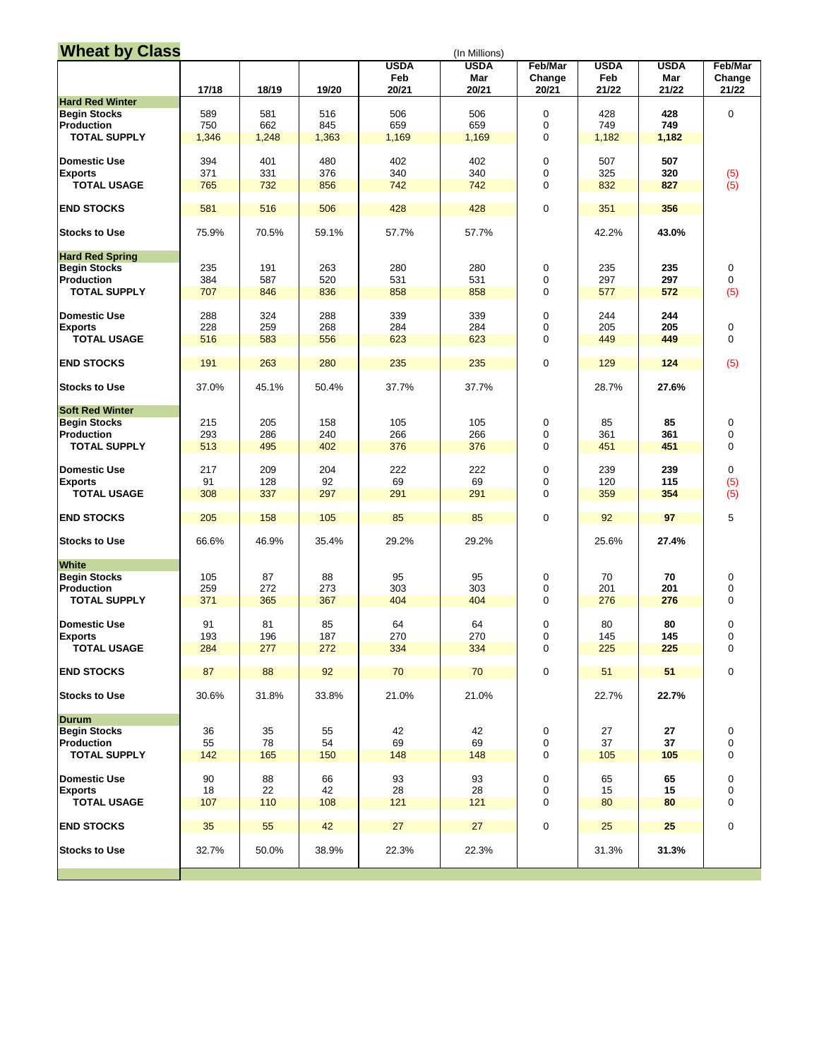## Wheat by Class

(In Millions)

| | 17/18 | 18/19 | 19/20 | USDA Feb 20/21 | USDA Mar 20/21 | Feb/Mar Change 20/21 | USDA Feb 21/22 | USDA Mar 21/22 | Feb/Mar Change 21/22 |
|---|---|---|---|---|---|---|---|---|---|
| **Hard Red Winter** | | | | | | | | | |
| **Begin Stocks** | 589 | 581 | 516 | 506 | 506 | 0 | 428 | **428** | 0 |
| **Production** | 750 | 662 | 845 | 659 | 659 | 0 | 749 | **749** | |
| **TOTAL SUPPLY** | 1,346 | 1,248 | 1,363 | 1,169 | 1,169 | 0 | 1,182 | **1,182** | |
| **Domestic Use** | 394 | 401 | 480 | 402 | 402 | 0 | 507 | **507** | |
| **Exports** | 371 | 331 | 376 | 340 | 340 | 0 | 325 | **320** | (5) |
| **TOTAL USAGE** | 765 | 732 | 856 | 742 | 742 | 0 | 832 | **827** | (5) |
| **END STOCKS** | 581 | 516 | 506 | 428 | 428 | 0 | 351 | **356** | |
| **Stocks to Use** | 75.9% | 70.5% | 59.1% | 57.7% | 57.7% | | 42.2% | **43.0%** | |
| **Hard Red Spring** | | | | | | | | | |
| **Begin Stocks** | 235 | 191 | 263 | 280 | 280 | 0 | 235 | **235** | 0 |
| **Production** | 384 | 587 | 520 | 531 | 531 | 0 | 297 | **297** | 0 |
| **TOTAL SUPPLY** | 707 | 846 | 836 | 858 | 858 | 0 | 577 | **572** | (5) |
| **Domestic Use** | 288 | 324 | 288 | 339 | 339 | 0 | 244 | **244** | |
| **Exports** | 228 | 259 | 268 | 284 | 284 | 0 | 205 | **205** | 0 |
| **TOTAL USAGE** | 516 | 583 | 556 | 623 | 623 | 0 | 449 | **449** | 0 |
| **END STOCKS** | 191 | 263 | 280 | 235 | 235 | 0 | 129 | **124** | (5) |
| **Stocks to Use** | 37.0% | 45.1% | 50.4% | 37.7% | 37.7% | | 28.7% | **27.6%** | |
| **Soft Red Winter** | | | | | | | | | |
| **Begin Stocks** | 215 | 205 | 158 | 105 | 105 | 0 | 85 | **85** | 0 |
| **Production** | 293 | 286 | 240 | 266 | 266 | 0 | 361 | **361** | 0 |
| **TOTAL SUPPLY** | 513 | 495 | 402 | 376 | 376 | 0 | 451 | **451** | 0 |
| **Domestic Use** | 217 | 209 | 204 | 222 | 222 | 0 | 239 | **239** | 0 |
| **Exports** | 91 | 128 | 92 | 69 | 69 | 0 | 120 | **115** | (5) |
| **TOTAL USAGE** | 308 | 337 | 297 | 291 | 291 | 0 | 359 | **354** | (5) |
| **END STOCKS** | 205 | 158 | 105 | 85 | 85 | 0 | 92 | **97** | 5 |
| **Stocks to Use** | 66.6% | 46.9% | 35.4% | 29.2% | 29.2% | | 25.6% | **27.4%** | |
| **White** | | | | | | | | | |
| **Begin Stocks** | 105 | 87 | 88 | 95 | 95 | 0 | 70 | **70** | 0 |
| **Production** | 259 | 272 | 273 | 303 | 303 | 0 | 201 | **201** | 0 |
| **TOTAL SUPPLY** | 371 | 365 | 367 | 404 | 404 | 0 | 276 | **276** | 0 |
| **Domestic Use** | 91 | 81 | 85 | 64 | 64 | 0 | 80 | **80** | 0 |
| **Exports** | 193 | 196 | 187 | 270 | 270 | 0 | 145 | **145** | 0 |
| **TOTAL USAGE** | 284 | 277 | 272 | 334 | 334 | 0 | 225 | **225** | 0 |
| **END STOCKS** | 87 | 88 | 92 | 70 | 70 | 0 | 51 | **51** | 0 |
| **Stocks to Use** | 30.6% | 31.8% | 33.8% | 21.0% | 21.0% | | 22.7% | **22.7%** | |
| **Durum** | | | | | | | | | |
| **Begin Stocks** | 36 | 35 | 55 | 42 | 42 | 0 | 27 | **27** | 0 |
| **Production** | 55 | 78 | 54 | 69 | 69 | 0 | 37 | **37** | 0 |
| **TOTAL SUPPLY** | 142 | 165 | 150 | 148 | 148 | 0 | 105 | **105** | 0 |
| **Domestic Use** | 90 | 88 | 66 | 93 | 93 | 0 | 65 | **65** | 0 |
| **Exports** | 18 | 22 | 42 | 28 | 28 | 0 | 15 | **15** | 0 |
| **TOTAL USAGE** | 107 | 110 | 108 | 121 | 121 | 0 | 80 | **80** | 0 |
| **END STOCKS** | 35 | 55 | 42 | 27 | 27 | 0 | 25 | **25** | 0 |
| **Stocks to Use** | 32.7% | 50.0% | 38.9% | 22.3% | 22.3% | | 31.3% | **31.3%** | |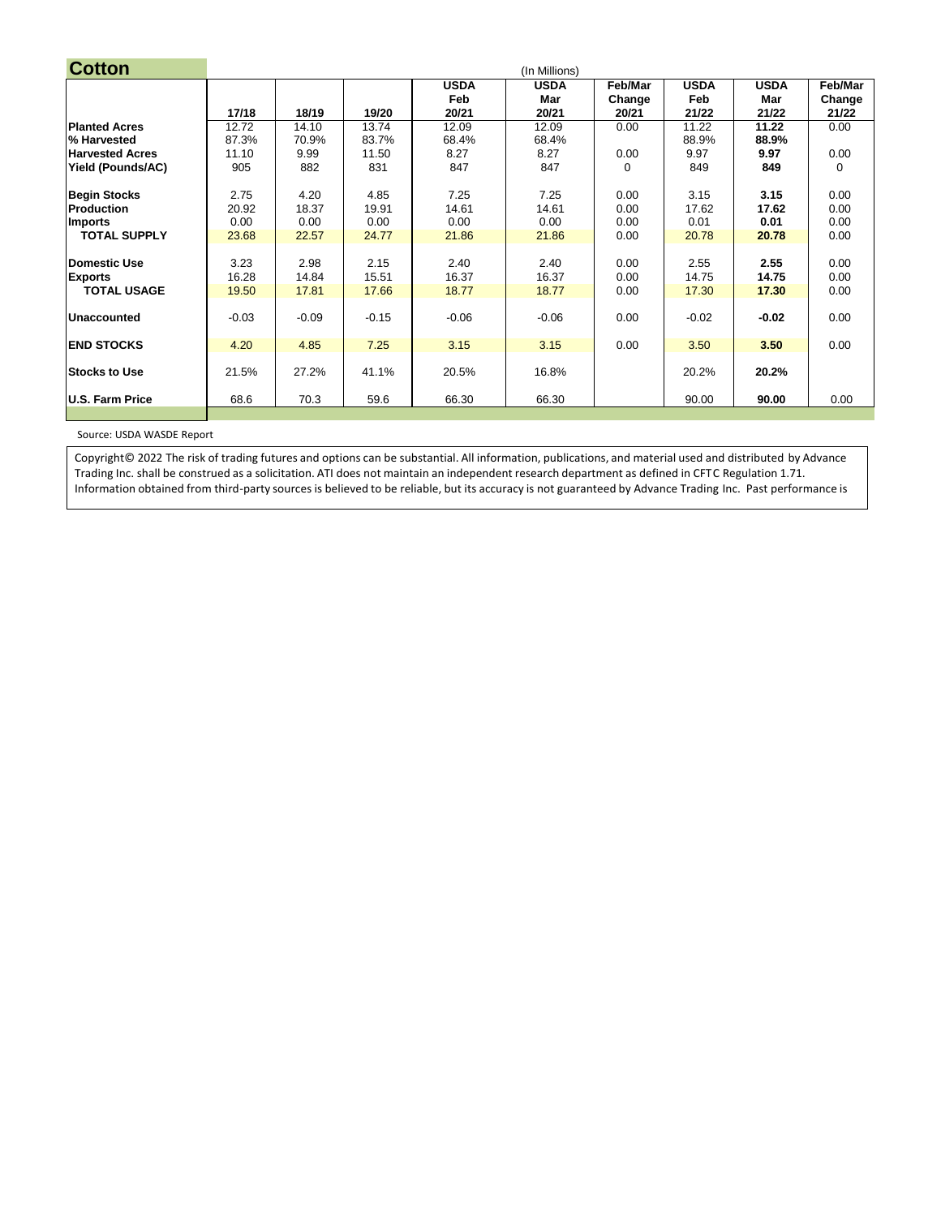## Cotton

(In Millions)

| | 17/18 | 18/19 | 19/20 | USDA Feb 20/21 | USDA Mar 20/21 | Feb/Mar Change 20/21 | USDA Feb 21/22 | USDA Mar 21/22 | Feb/Mar Change 21/22 |
|---|---|---|---|---|---|---|---|---|---|
| **Planted Acres** | 12.72 | 14.10 | 13.74 | 12.09 | 12.09 | 0.00 | 11.22 | **11.22** | 0.00 |
| **% Harvested** | 87.3% | 70.9% | 83.7% | 68.4% | 68.4% | | 88.9% | **88.9%** | |
| **Harvested Acres** | 11.10 | 9.99 | 11.50 | 8.27 | 8.27 | 0.00 | 9.97 | **9.97** | 0.00 |
| **Yield (Pounds/AC)** | 905 | 882 | 831 | 847 | 847 | 0 | 849 | **849** | 0 |
| **Begin Stocks** | 2.75 | 4.20 | 4.85 | 7.25 | 7.25 | 0.00 | 3.15 | **3.15** | 0.00 |
| **Production** | 20.92 | 18.37 | 19.91 | 14.61 | 14.61 | 0.00 | 17.62 | **17.62** | 0.00 |
| **Imports** | 0.00 | 0.00 | 0.00 | 0.00 | 0.00 | 0.00 | 0.01 | **0.01** | 0.00 |
| **TOTAL SUPPLY** | 23.68 | 22.57 | 24.77 | 21.86 | 21.86 | 0.00 | 20.78 | **20.78** | 0.00 |
| **Domestic Use** | 3.23 | 2.98 | 2.15 | 2.40 | 2.40 | 0.00 | 2.55 | **2.55** | 0.00 |
| **Exports** | 16.28 | 14.84 | 15.51 | 16.37 | 16.37 | 0.00 | 14.75 | **14.75** | 0.00 |
| **TOTAL USAGE** | 19.50 | 17.81 | 17.66 | 18.77 | 18.77 | 0.00 | 17.30 | **17.30** | 0.00 |
| **Unaccounted** | -0.03 | -0.09 | -0.15 | -0.06 | -0.06 | 0.00 | -0.02 | **-0.02** | 0.00 |
| **END STOCKS** | 4.20 | 4.85 | 7.25 | 3.15 | 3.15 | 0.00 | 3.50 | **3.50** | 0.00 |
| **Stocks to Use** | 21.5% | 27.2% | 41.1% | 20.5% | 16.8% | | 20.2% | **20.2%** | |
| **U.S. Farm Price** | 68.6 | 70.3 | 59.6 | 66.30 | 66.30 | | 90.00 | **90.00** | 0.00 |

Source: USDA WASDE Report

Copyright© 2022 The risk of trading futures and options can be substantial. All information, publications, and material used and distributed by Advance Trading Inc. shall be construed as a solicitation. ATI does not maintain an independent research department as defined in CFTC Regulation 1.71. Information obtained from third-party sources is believed to be reliable, but its accuracy is not guaranteed by Advance Trading Inc. Past performance is